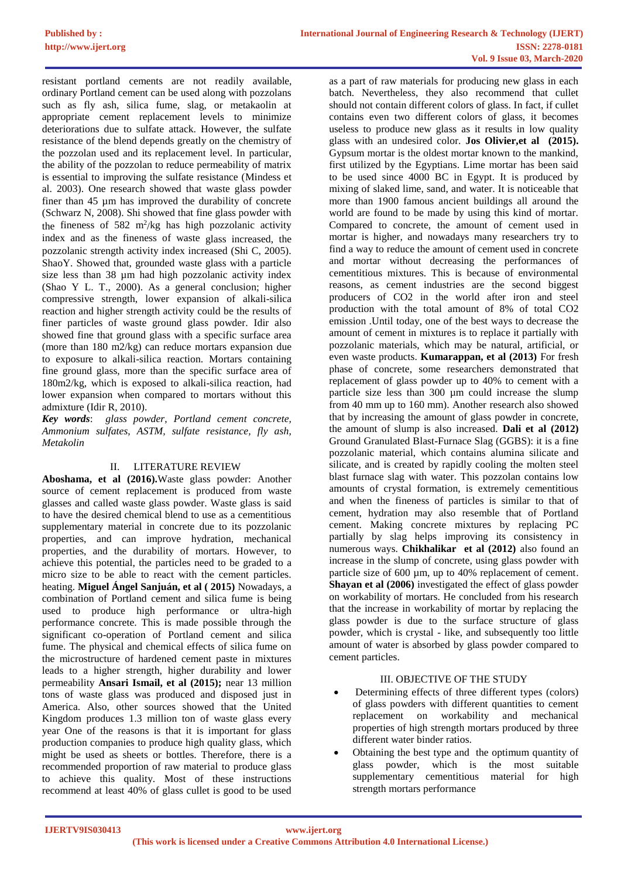resistant portland cements are not readily available, ordinary Portland cement can be used along with pozzolans such as fly ash, silica fume, slag, or metakaolin at appropriate cement replacement levels to minimize deteriorations due to sulfate attack. However, the sulfate resistance of the blend depends greatly on the chemistry of the pozzolan used and its replacement level. In particular, the ability of the pozzolan to reduce permeability of matrix is essential to improving the sulfate resistance (Mindess et al. 2003). One research showed that waste glass powder finer than 45 µm has improved the durability of concrete (Schwarz N, 2008). Shi showed that fine glass powder with the fineness of 582 $m^2$/kg has high pozzolanic activity index and as the fineness of waste glass increased, the pozzolanic strength activity index increased (Shi C, 2005). ShaoY. Showed that, grounded waste glass with a particle size less than 38 µm had high pozzolanic activity index (Shao Y L. T., 2000). As a general conclusion; higher compressive strength, lower expansion of alkali-silica reaction and higher strength activity could be the results of finer particles of waste ground glass powder. Idir also showed fine that ground glass with a specific surface area (more than 180 m2/kg) can reduce mortars expansion due to exposure to alkali-silica reaction. Mortars containing fine ground glass, more than the specific surface area of 180m2/kg, which is exposed to alkali-silica reaction, had lower expansion when compared to mortars without this admixture (Idir R, 2010).

***Key words***: *glass powder, Portland cement concrete, Ammonium sulfates, ASTM, sulfate resistance, fly ash, Metakolin*

## II. LITERATURE REVIEW

**Aboshama, et al (2016).** Waste glass powder: Another source of cement replacement is produced from waste glasses and called waste glass powder. Waste glass is said to have the desired chemical blend to use as a cementitious supplementary material in concrete due to its pozzolanic properties, and can improve hydration, mechanical properties, and the durability of mortars. However, to achieve this potential, the particles need to be graded to a micro size to be able to react with the cement particles. heating. **Miguel Ángel Sanjuán, et al ( 2015)** Nowadays, a combination of Portland cement and silica fume is being used to produce high performance or ultra-high performance concrete. This is made possible through the significant co-operation of Portland cement and silica fume. The physical and chemical effects of silica fume on the microstructure of hardened cement paste in mixtures leads to a higher strength, higher durability and lower permeability **Ansari Ismail, et al (2015);** near 13 million tons of waste glass was produced and disposed just in America. Also, other sources showed that the United Kingdom produces 1.3 million ton of waste glass every year One of the reasons is that it is important for glass production companies to produce high quality glass, which might be used as sheets or bottles. Therefore, there is a recommended proportion of raw material to produce glass to achieve this quality. Most of these instructions recommend at least 40% of glass cullet is good to be used as a part of raw materials for producing new glass in each batch. Nevertheless, they also recommend that cullet should not contain different colors of glass. In fact, if cullet contains even two different colors of glass, it becomes useless to produce new glass as it results in low quality glass with an undesired color. **Jos Olivier,et al (2015).** Gypsum mortar is the oldest mortar known to the mankind, first utilized by the Egyptians. Lime mortar has been said to be used since 4000 BC in Egypt. It is produced by mixing of slaked lime, sand, and water. It is noticeable that more than 1900 famous ancient buildings all around the world are found to be made by using this kind of mortar. Compared to concrete, the amount of cement used in mortar is higher, and nowadays many researchers try to find a way to reduce the amount of cement used in concrete and mortar without decreasing the performances of cementitious mixtures. This is because of environmental reasons, as cement industries are the second biggest producers of CO2 in the world after iron and steel production with the total amount of 8% of total CO2 emission .Until today, one of the best ways to decrease the amount of cement in mixtures is to replace it partially with pozzolanic materials, which may be natural, artificial, or even waste products. **Kumarappan, et al (2013)** For fresh phase of concrete, some researchers demonstrated that replacement of glass powder up to 40% to cement with a particle size less than 300 µm could increase the slump from 40 mm up to 160 mm). Another research also showed that by increasing the amount of glass powder in concrete, the amount of slump is also increased. **Dali et al (2012)** Ground Granulated Blast-Furnace Slag (GGBS): it is a fine pozzolanic material, which contains alumina silicate and silicate, and is created by rapidly cooling the molten steel blast furnace slag with water. This pozzolan contains low amounts of crystal formation, is extremely cementitious and when the fineness of particles is similar to that of cement, hydration may also resemble that of Portland cement. Making concrete mixtures by replacing PC partially by slag helps improving its consistency in numerous ways. **Chikhalikar et al (2012)** also found an increase in the slump of concrete, using glass powder with particle size of 600 µm, up to 40% replacement of cement. **Shayan et al (2006)** investigated the effect of glass powder on workability of mortars. He concluded from his research that the increase in workability of mortar by replacing the glass powder is due to the surface structure of glass powder, which is crystal - like, and subsequently too little amount of water is absorbed by glass powder compared to cement particles.

## III. OBJECTIVE OF THE STUDY

- Determining effects of three different types (colors) of glass powders with different quantities to cement replacement on workability and mechanical properties of high strength mortars produced by three different water binder ratios.
- Obtaining the best type and the optimum quantity of glass powder, which is the most suitable supplementary cementitious material for high strength mortars performance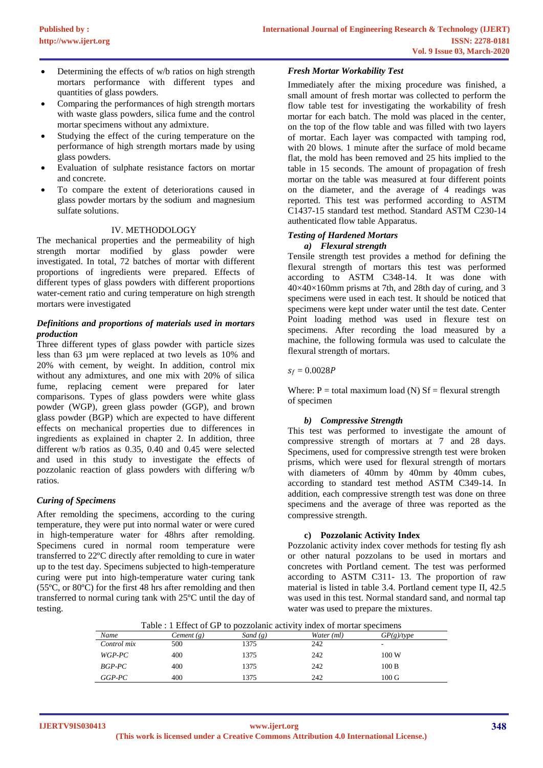- Determining the effects of w/b ratios on high strength mortars performance with different types and quantities of glass powders.
- Comparing the performances of high strength mortars with waste glass powders, silica fume and the control mortar specimens without any admixture.
- Studying the effect of the curing temperature on the performance of high strength mortars made by using glass powders.
- Evaluation of sulphate resistance factors on mortar and concrete.
- To compare the extent of deteriorations caused in glass powder mortars by the sodium and magnesium sulfate solutions.

## IV. METHODOLOGY

The mechanical properties and the permeability of high strength mortar modified by glass powder were investigated. In total, 72 batches of mortar with different proportions of ingredients were prepared. Effects of different types of glass powders with different proportions water-cement ratio and curing temperature on high strength mortars were investigated

### *Definitions and proportions of materials used in mortars production*

Three different types of glass powder with particle sizes less than 63 µm were replaced at two levels as 10% and 20% with cement, by weight. In addition, control mix without any admixtures, and one mix with 20% of silica fume, replacing cement were prepared for later comparisons. Types of glass powders were white glass powder (WGP), green glass powder (GGP), and brown glass powder (BGP) which are expected to have different effects on mechanical properties due to differences in ingredients as explained in chapter 2. In addition, three different w/b ratios as 0.35, 0.40 and 0.45 were selected and used in this study to investigate the effects of pozzolanic reaction of glass powders with differing w/b ratios.

### *Curing of Specimens*

After remolding the specimens, according to the curing temperature, they were put into normal water or were cured in high-temperature water for 48hrs after remolding. Specimens cured in normal room temperature were transferred to 22ºC directly after remolding to cure in water up to the test day. Specimens subjected to high-temperature curing were put into high-temperature water curing tank (55ºC, or 80ºC) for the first 48 hrs after remolding and then transferred to normal curing tank with 25ºC until the day of testing.

### *Fresh Mortar Workability Test*

Immediately after the mixing procedure was finished, a small amount of fresh mortar was collected to perform the flow table test for investigating the workability of fresh mortar for each batch. The mold was placed in the center, on the top of the flow table and was filled with two layers of mortar. Each layer was compacted with tamping rod, with 20 blows. 1 minute after the surface of mold became flat, the mold has been removed and 25 hits implied to the table in 15 seconds. The amount of propagation of fresh mortar on the table was measured at four different points on the diameter, and the average of 4 readings was reported. This test was performed according to ASTM C1437-15 standard test method. Standard ASTM C230-14 authenticated flow table Apparatus.

### *Testing of Hardened Mortars*

#### *a) Flexural strength*

Tensile strength test provides a method for defining the flexural strength of mortars this test was performed according to ASTM C348-14. It was done with 40×40×160mm prisms at 7th, and 28th day of curing, and 3 specimens were used in each test. It should be noticed that specimens were kept under water until the test date. Center Point loading method was used in flexure test on specimens. After recording the load measured by a machine, the following formula was used to calculate the flexural strength of mortars.

$s_f = 0.0028P$

Where: P = total maximum load (N) Sf = flexural strength of specimen

#### *b) Compressive Strength*

This test was performed to investigate the amount of compressive strength of mortars at 7 and 28 days. Specimens, used for compressive strength test were broken prisms, which were used for flexural strength of mortars with diameters of 40mm by 40mm cubes, according to standard test method ASTM C349-14. In addition, each compressive strength test was done on three specimens and the average of three was reported as the compressive strength.

#### **c) Pozzolanic Activity Index**

Pozzolanic activity index cover methods for testing fly ash or other natural pozzolans to be used in mortars and concretes with Portland cement. The test was performed according to ASTM C311- 13. The proportion of raw material is listed in table 3.4. Portland cement type II, 42.5 was used in this test. Normal standard sand, and normal tap water was used to prepare the mixtures.

Table : 1 Effect of GP to pozzolanic activity index of mortar specimens

| *Name* | *Cement (g)* | *Sand (g)* | *Water (ml)* | *GP(g)/type* |
|---|---|---|---|---|
| *Control mix* | 500 | 1375 | 242 | - |
| *WGP-PC* | 400 | 1375 | 242 | 100 W |
| *BGP-PC* | 400 | 1375 | 242 | 100 B |
| *GGP-PC* | 400 | 1375 | 242 | 100 G |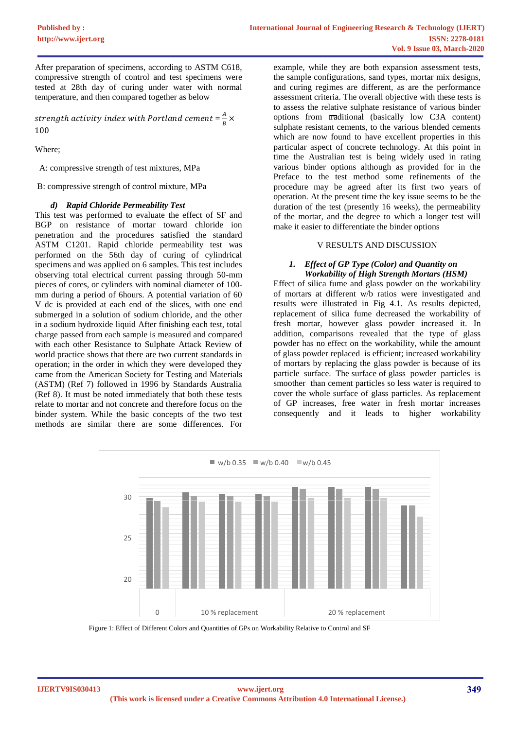After preparation of specimens, according to ASTM C618, compressive strength of control and test specimens were tested at 28th day of curing under water with normal temperature, and then compared together as below

$$strength\ activity\ index\ with\ Portland\ cement = \frac{A}{B} \times 100$$

Where;

A: compressive strength of test mixtures, MPa

B: compressive strength of control mixture, MPa

#### *d) Rapid Chloride Permeability Test*

This test was performed to evaluate the effect of SF and BGP on resistance of mortar toward chloride ion penetration and the procedures satisfied the standard ASTM C1201. Rapid chloride permeability test was performed on the 56th day of curing of cylindrical specimens and was applied on 6 samples. This test includes observing total electrical current passing through 50-mm pieces of cores, or cylinders with nominal diameter of 100-mm during a period of 6hours. A potential variation of 60 V dc is provided at each end of the slices, with one end submerged in a solution of sodium chloride, and the other in a sodium hydroxide liquid After finishing each test, total charge passed from each sample is measured and compared with each other Resistance to Sulphate Attack Review of world practice shows that there are two current standards in operation; in the order in which they were developed they came from the American Society for Testing and Materials (ASTM) (Ref 7) followed in 1996 by Standards Australia (Ref 8). It must be noted immediately that both these tests relate to mortar and not concrete and therefore focus on the binder system. While the basic concepts of the two test methods are similar there are some differences. For example, while they are both expansion assessment tests, the sample configurations, sand types, mortar mix designs, and curing regimes are different, as are the performance assessment criteria. The overall objective with these tests is to assess the relative sulphate resistance of various binder options from traditional (basically low C3A content) sulphate resistant cements, to the various blended cements which are now found to have excellent properties in this particular aspect of concrete technology. At this point in time the Australian test is being widely used in rating various binder options although as provided for in the Preface to the test method some refinements of the procedure may be agreed after its first two years of operation. At the present time the key issue seems to be the duration of the test (presently 16 weeks), the permeability of the mortar, and the degree to which a longer test will make it easier to differentiate the binder options

## V RESULTS AND DISCUSSION

### *1. Effect of GP Type (Color) and Quantity on Workability of High Strength Mortars (HSM)*

Effect of silica fume and glass powder on the workability of mortars at different w/b ratios were investigated and results were illustrated in Fig 4.1. As results depicted, replacement of silica fume decreased the workability of fresh mortar, however glass powder increased it. In addition, comparisons revealed that the type of glass powder has no effect on the workability, while the amount of glass powder replaced is efficient; increased workability of mortars by replacing the glass powder is because of its particle surface. The surface of glass powder particles is smoother than cement particles so less water is required to cover the whole surface of glass particles. As replacement of GP increases, free water in fresh mortar increases consequently and it leads to higher workability

Figure 1: Effect of Different Colors and Quantities of GPs on Workability Relative to Control and SF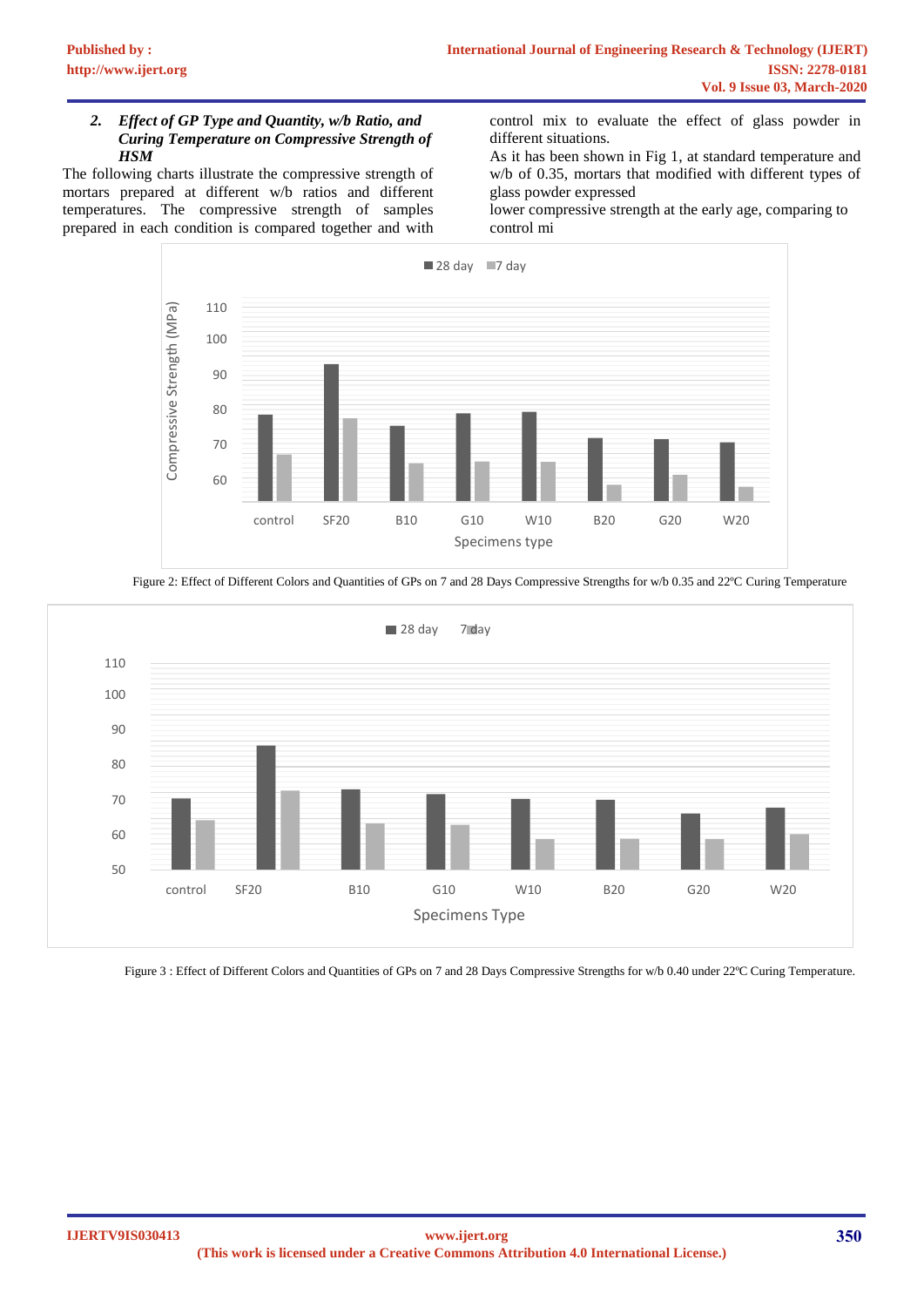### 2. *Effect of GP Type and Quantity, w/b Ratio, and Curing Temperature on Compressive Strength of HSM*

The following charts illustrate the compressive strength of mortars prepared at different w/b ratios and different temperatures. The compressive strength of samples prepared in each condition is compared together and with control mix to evaluate the effect of glass powder in different situations.

As it has been shown in Fig 1, at standard temperature and w/b of 0.35, mortars that modified with different types of glass powder expressed

lower compressive strength at the early age, comparing to control mi

Figure 2: Effect of Different Colors and Quantities of GPs on 7 and 28 Days Compressive Strengths for w/b 0.35 and 22ºC Curing Temperature

Figure 3 : Effect of Different Colors and Quantities of GPs on 7 and 28 Days Compressive Strengths for w/b 0.40 under 22ºC Curing Temperature.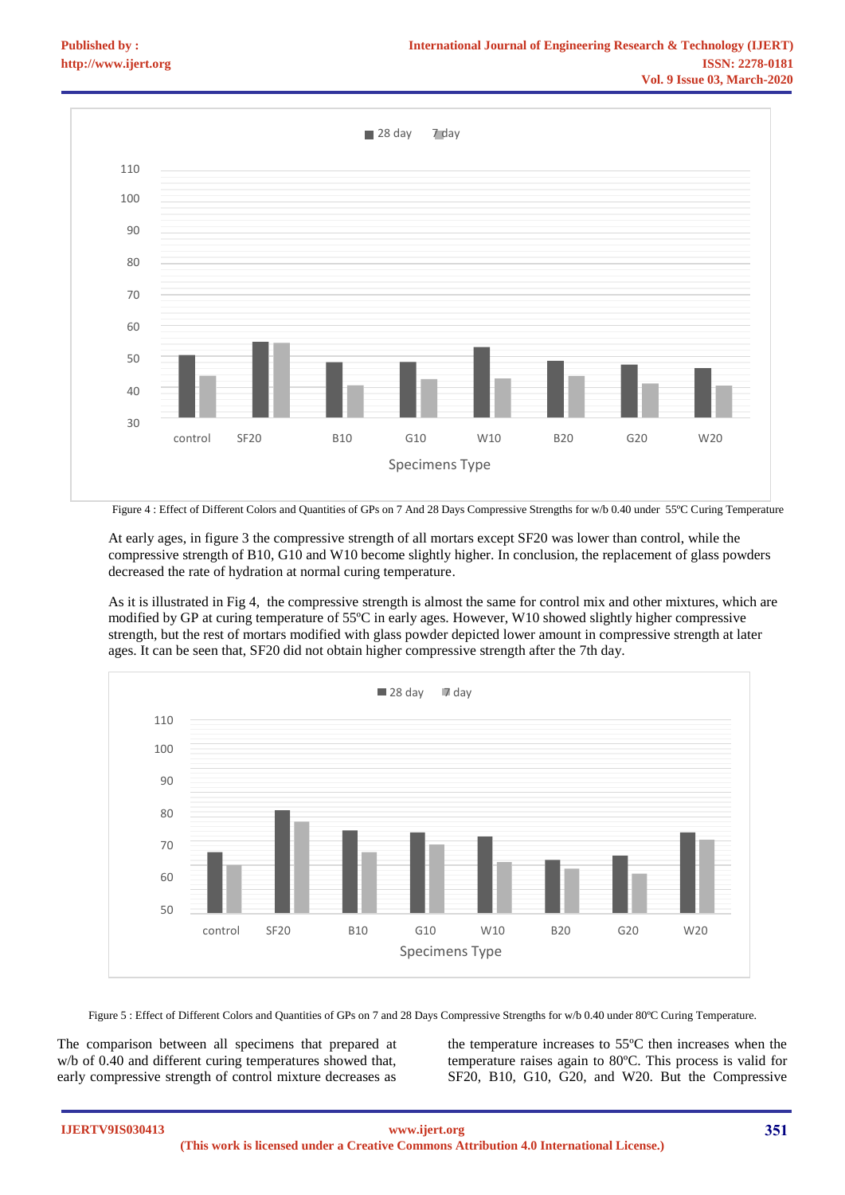Figure 4 : Effect of Different Colors and Quantities of GPs on 7 And 28 Days Compressive Strengths for w/b 0.40 under 55ºC Curing Temperature

At early ages, in figure 3 the compressive strength of all mortars except SF20 was lower than control, while the compressive strength of B10, G10 and W10 become slightly higher. In conclusion, the replacement of glass powders decreased the rate of hydration at normal curing temperature.

As it is illustrated in Fig 4, the compressive strength is almost the same for control mix and other mixtures, which are modified by GP at curing temperature of 55ºC in early ages. However, W10 showed slightly higher compressive strength, but the rest of mortars modified with glass powder depicted lower amount in compressive strength at later ages. It can be seen that, SF20 did not obtain higher compressive strength after the 7th day.

Figure 5 : Effect of Different Colors and Quantities of GPs on 7 and 28 Days Compressive Strengths for w/b 0.40 under 80ºC Curing Temperature.

The comparison between all specimens that prepared at w/b of 0.40 and different curing temperatures showed that, early compressive strength of control mixture decreases as the temperature increases to 55ºC then increases when the temperature raises again to 80ºC. This process is valid for SF20, B10, G10, G20, and W20. But the Compressive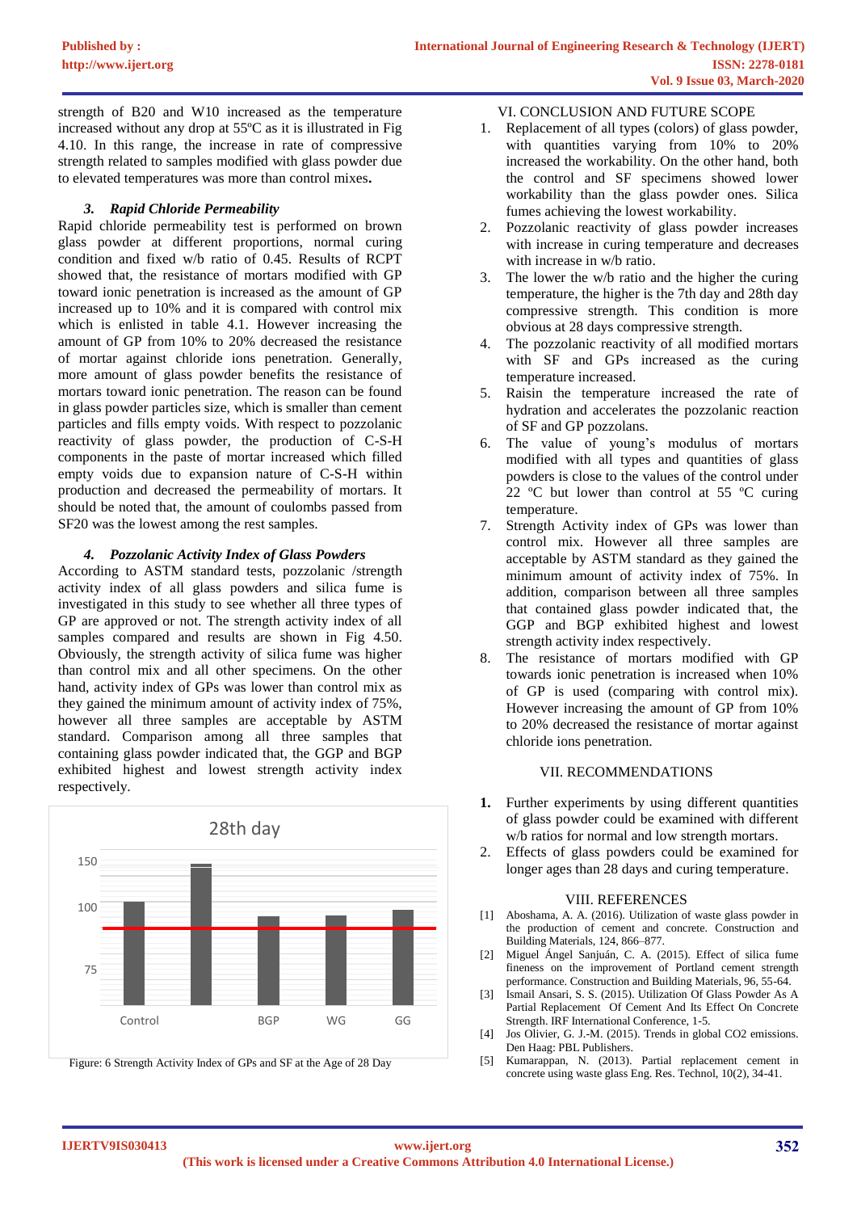strength of B20 and W10 increased as the temperature increased without any drop at 55ºC as it is illustrated in Fig 4.10. In this range, the increase in rate of compressive strength related to samples modified with glass powder due to elevated temperatures was more than control mixes**.**

### *3. Rapid Chloride Permeability*

Rapid chloride permeability test is performed on brown glass powder at different proportions, normal curing condition and fixed w/b ratio of 0.45. Results of RCPT showed that, the resistance of mortars modified with GP toward ionic penetration is increased as the amount of GP increased up to 10% and it is compared with control mix which is enlisted in table 4.1. However increasing the amount of GP from 10% to 20% decreased the resistance of mortar against chloride ions penetration. Generally, more amount of glass powder benefits the resistance of mortars toward ionic penetration. The reason can be found in glass powder particles size, which is smaller than cement particles and fills empty voids. With respect to pozzolanic reactivity of glass powder, the production of C-S-H components in the paste of mortar increased which filled empty voids due to expansion nature of C-S-H within production and decreased the permeability of mortars. It should be noted that, the amount of coulombs passed from SF20 was the lowest among the rest samples.

### *4. Pozzolanic Activity Index of Glass Powders*

According to ASTM standard tests, pozzolanic /strength activity index of all glass powders and silica fume is investigated in this study to see whether all three types of GP are approved or not. The strength activity index of all samples compared and results are shown in Fig 4.50. Obviously, the strength activity of silica fume was higher than control mix and all other specimens. On the other hand, activity index of GPs was lower than control mix as they gained the minimum amount of activity index of 75%, however all three samples are acceptable by ASTM standard. Comparison among all three samples that containing glass powder indicated that, the GGP and BGP exhibited highest and lowest strength activity index respectively.

28th day

150

100

75

Control BGP WG GG

Figure: 6 Strength Activity Index of GPs and SF at the Age of 28 Day

## VI. CONCLUSION AND FUTURE SCOPE

1. Replacement of all types (colors) of glass powder, with quantities varying from 10% to 20% increased the workability. On the other hand, both the control and SF specimens showed lower workability than the glass powder ones. Silica fumes achieving the lowest workability.
2. Pozzolanic reactivity of glass powder increases with increase in curing temperature and decreases with increase in w/b ratio.
3. The lower the w/b ratio and the higher the curing temperature, the higher is the 7th day and 28th day compressive strength. This condition is more obvious at 28 days compressive strength.
4. The pozzolanic reactivity of all modified mortars with SF and GPs increased as the curing temperature increased.
5. Raisin the temperature increased the rate of hydration and accelerates the pozzolanic reaction of SF and GP pozzolans.
6. The value of young's modulus of mortars modified with all types and quantities of glass powders is close to the values of the control under 22 ºC but lower than control at 55 ºC curing temperature.
7. Strength Activity index of GPs was lower than control mix. However all three samples are acceptable by ASTM standard as they gained the minimum amount of activity index of 75%. In addition, comparison between all three samples that contained glass powder indicated that, the GGP and BGP exhibited highest and lowest strength activity index respectively.
8. The resistance of mortars modified with GP towards ionic penetration is increased when 10% of GP is used (comparing with control mix). However increasing the amount of GP from 10% to 20% decreased the resistance of mortar against chloride ions penetration.

## VII. RECOMMENDATIONS

1. Further experiments by using different quantities of glass powder could be examined with different w/b ratios for normal and low strength mortars.
2. Effects of glass powders could be examined for longer ages than 28 days and curing temperature.

## VIII. REFERENCES

[1] Aboshama, A. A. (2016). Utilization of waste glass powder in the production of cement and concrete. Construction and Building Materials, 124, 866–877.

[2] Miguel Ángel Sanjuán, C. A. (2015). Effect of silica fume fineness on the improvement of Portland cement strength performance. Construction and Building Materials, 96, 55-64.

[3] Ismail Ansari, S. S. (2015). Utilization Of Glass Powder As A Partial Replacement Of Cement And Its Effect On Concrete Strength. IRF International Conference, 1-5.

[4] Jos Olivier, G. J.-M. (2015). Trends in global CO2 emissions. Den Haag: PBL Publishers.

[5] Kumarappan, N. (2013). Partial replacement cement in concrete using waste glass Eng. Res. Technol, 10(2), 34-41.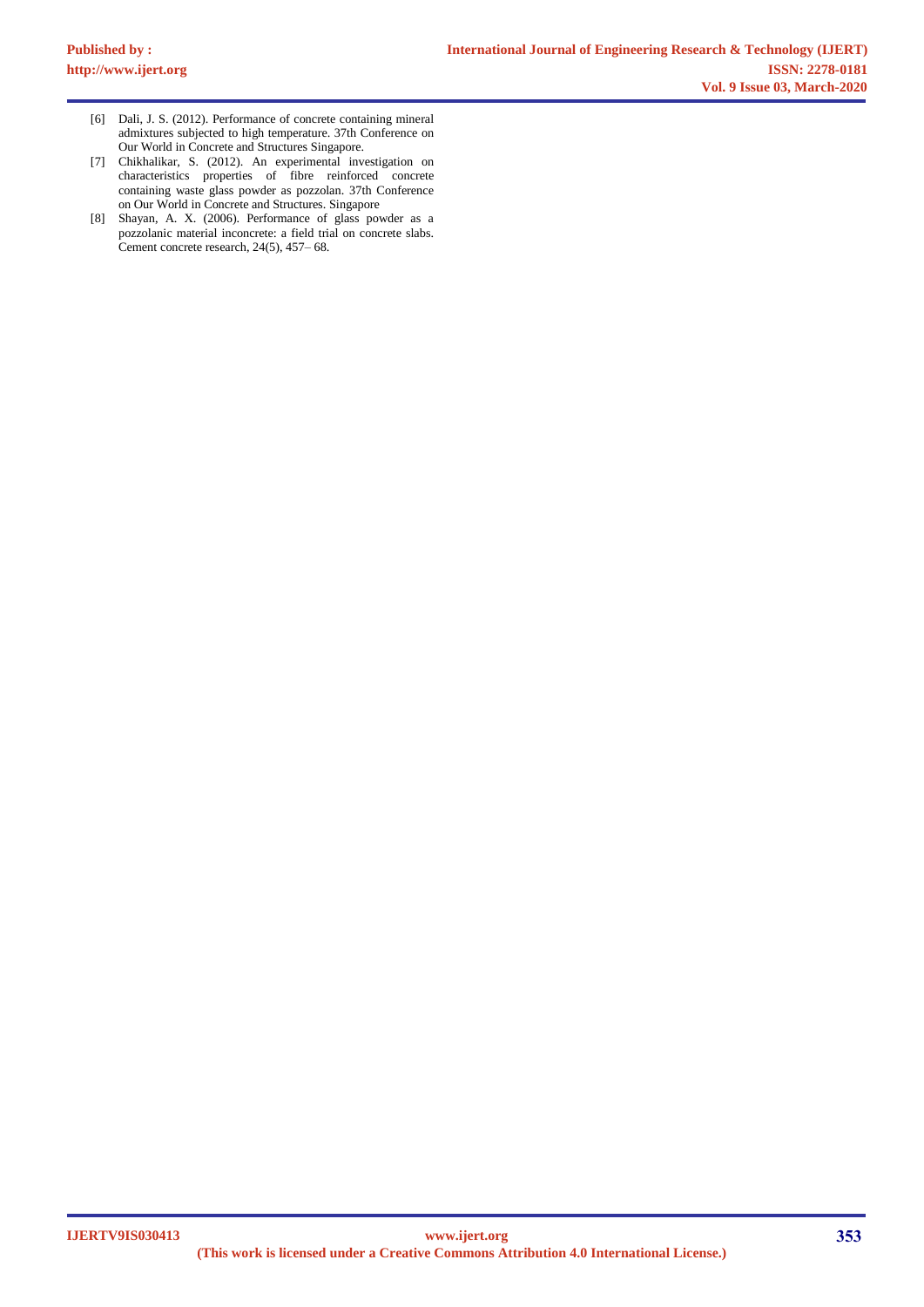[6] Dali, J. S. (2012). Performance of concrete containing mineral admixtures subjected to high temperature. 37th Conference on Our World in Concrete and Structures Singapore.

[7] Chikhalikar, S. (2012). An experimental investigation on characteristics properties of fibre reinforced concrete containing waste glass powder as pozzolan. 37th Conference on Our World in Concrete and Structures. Singapore

[8] Shayan, A. X. (2006). Performance of glass powder as a pozzolanic material inconcrete: a field trial on concrete slabs. Cement concrete research, 24(5), 457– 68.